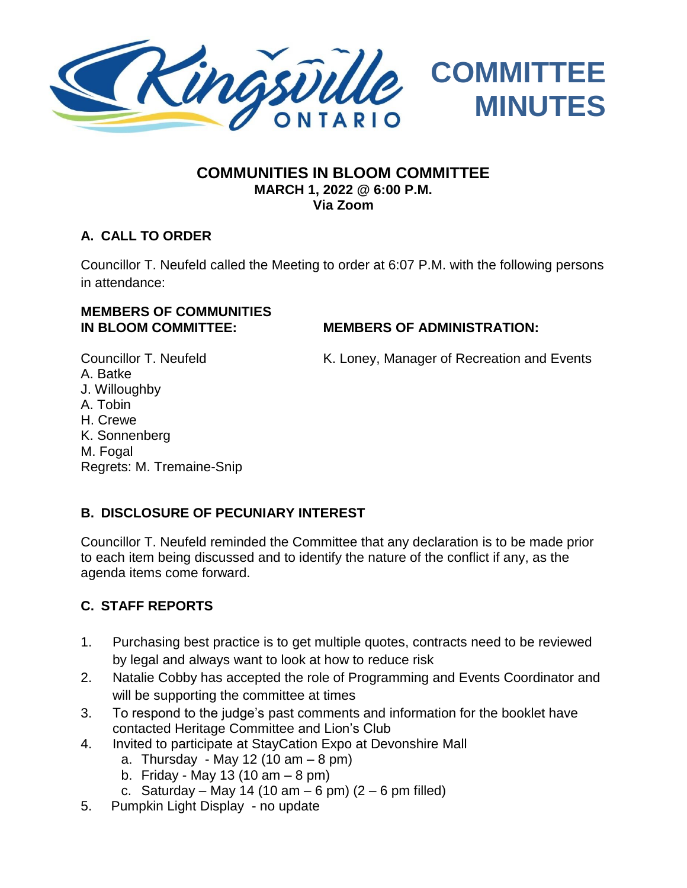# COMMITTEE MINUTES

## COMMUNITIES IN BLOOM COMMITTEE
**MARCH 1, 2022 @ 6:00 P.M.**
**Via Zoom**

### A. CALL TO ORDER

Councillor T. Neufeld called the Meeting to order at 6:07 P.M. with the following persons in attendance:

**MEMBERS OF COMMUNITIES IN BLOOM COMMITTEE:**

Councillor T. Neufeld
A. Batke
J. Willoughby
A. Tobin
H. Crewe
K. Sonnenberg
M. Fogal
Regrets: M. Tremaine-Snip

**MEMBERS OF ADMINISTRATION:**

K. Loney, Manager of Recreation and Events

### B. DISCLOSURE OF PECUNIARY INTEREST

Councillor T. Neufeld reminded the Committee that any declaration is to be made prior to each item being discussed and to identify the nature of the conflict if any, as the agenda items come forward.

### C. STAFF REPORTS

1. Purchasing best practice is to get multiple quotes, contracts need to be reviewed by legal and always want to look at how to reduce risk
2. Natalie Cobby has accepted the role of Programming and Events Coordinator and will be supporting the committee at times
3. To respond to the judge's past comments and information for the booklet have contacted Heritage Committee and Lion's Club
4. Invited to participate at StayCation Expo at Devonshire Mall
   a. Thursday - May 12 (10 am – 8 pm)
   b. Friday - May 13 (10 am – 8 pm)
   c. Saturday – May 14 (10 am – 6 pm) (2 – 6 pm filled)
5. Pumpkin Light Display - no update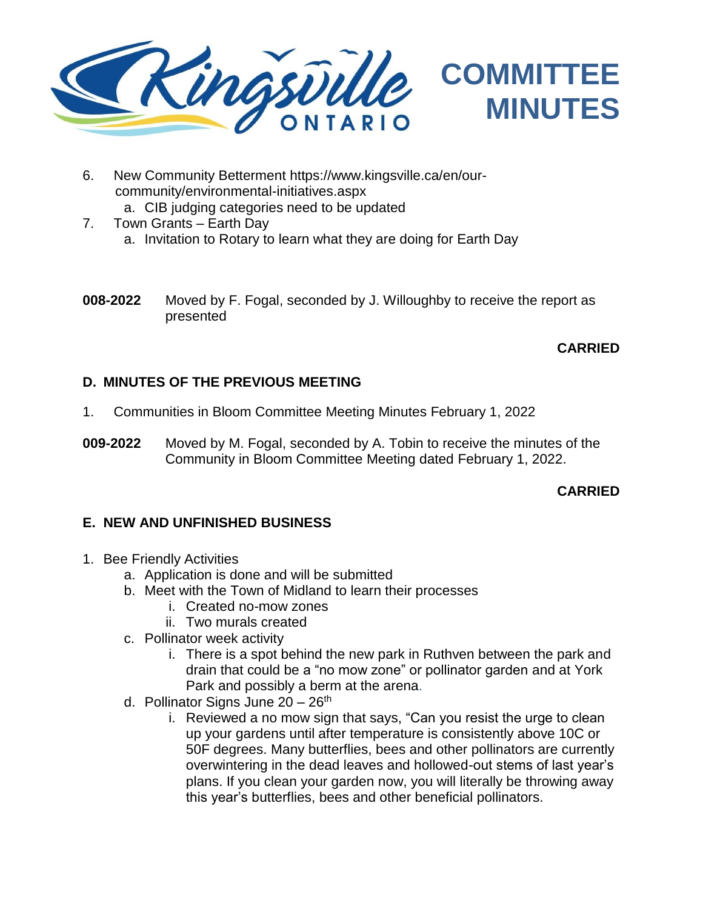6. New Community Betterment https://www.kingsville.ca/en/our-community/environmental-initiatives.aspx
   a. CIB judging categories need to be updated
7. Town Grants – Earth Day
   a. Invitation to Rotary to learn what they are doing for Earth Day

**008-2022** Moved by F. Fogal, seconded by J. Willoughby to receive the report as presented

**CARRIED**

## D. MINUTES OF THE PREVIOUS MEETING

1. Communities in Bloom Committee Meeting Minutes February 1, 2022

**009-2022** Moved by M. Fogal, seconded by A. Tobin to receive the minutes of the Community in Bloom Committee Meeting dated February 1, 2022.

**CARRIED**

## E. NEW AND UNFINISHED BUSINESS

1. Bee Friendly Activities
   a. Application is done and will be submitted
   b. Meet with the Town of Midland to learn their processes
      i. Created no-mow zones
      ii. Two murals created
   c. Pollinator week activity
      i. There is a spot behind the new park in Ruthven between the park and drain that could be a "no mow zone" or pollinator garden and at York Park and possibly a berm at the arena.
   d. Pollinator Signs June 20 – 26th
      i. Reviewed a no mow sign that says, "Can you resist the urge to clean up your gardens until after temperature is consistently above 10C or 50F degrees. Many butterflies, bees and other pollinators are currently overwintering in the dead leaves and hollowed-out stems of last year's plans. If you clean your garden now, you will literally be throwing away this year's butterflies, bees and other beneficial pollinators.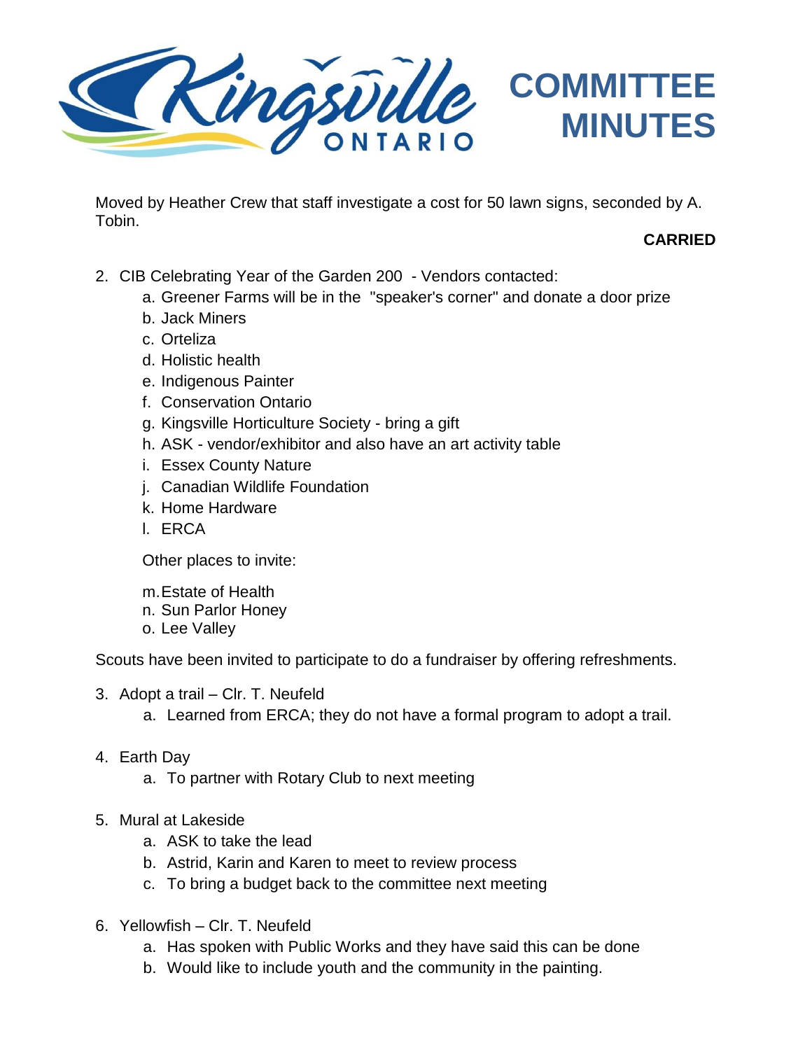Moved by Heather Crew that staff investigate a cost for 50 lawn signs, seconded by A. Tobin.

**CARRIED**

2. CIB Celebrating Year of the Garden 200 - Vendors contacted:
   a. Greener Farms will be in the "speaker's corner" and donate a door prize
   b. Jack Miners
   c. Orteliza
   d. Holistic health
   e. Indigenous Painter
   f. Conservation Ontario
   g. Kingsville Horticulture Society - bring a gift
   h. ASK - vendor/exhibitor and also have an art activity table
   i. Essex County Nature
   j. Canadian Wildlife Foundation
   k. Home Hardware
   l. ERCA

   Other places to invite:

   m. Estate of Health
   n. Sun Parlor Honey
   o. Lee Valley

Scouts have been invited to participate to do a fundraiser by offering refreshments.

3. Adopt a trail – Clr. T. Neufeld
   a. Learned from ERCA; they do not have a formal program to adopt a trail.

4. Earth Day
   a. To partner with Rotary Club to next meeting

5. Mural at Lakeside
   a. ASK to take the lead
   b. Astrid, Karin and Karen to meet to review process
   c. To bring a budget back to the committee next meeting

6. Yellowfish – Clr. T. Neufeld
   a. Has spoken with Public Works and they have said this can be done
   b. Would like to include youth and the community in the painting.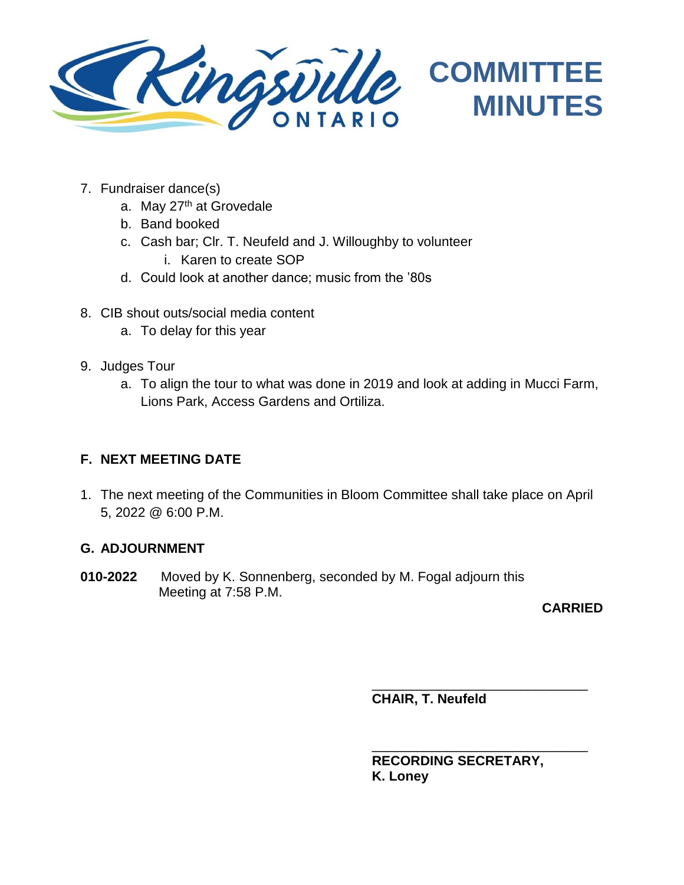7. Fundraiser dance(s)
    a. May 27th at Grovedale
    b. Band booked
    c. Cash bar; Clr. T. Neufeld and J. Willoughby to volunteer
        i. Karen to create SOP
    d. Could look at another dance; music from the '80s

8. CIB shout outs/social media content
    a. To delay for this year

9. Judges Tour
    a. To align the tour to what was done in 2019 and look at adding in Mucci Farm, Lions Park, Access Gardens and Ortiliza.

## F. NEXT MEETING DATE

1. The next meeting of the Communities in Bloom Committee shall take place on April 5, 2022 @ 6:00 P.M.

## G. ADJOURNMENT

**010-2022** Moved by K. Sonnenberg, seconded by M. Fogal adjourn this Meeting at 7:58 P.M.

**CARRIED**

\_\_\_\_\_\_\_\_\_\_\_\_\_\_\_\_\_\_\_\_\_\_\_\_\_\_\_\_\_\_

**CHAIR, T. Neufeld**

\_\_\_\_\_\_\_\_\_\_\_\_\_\_\_\_\_\_\_\_\_\_\_\_\_\_\_\_\_\_

**RECORDING SECRETARY,**
**K. Loney**